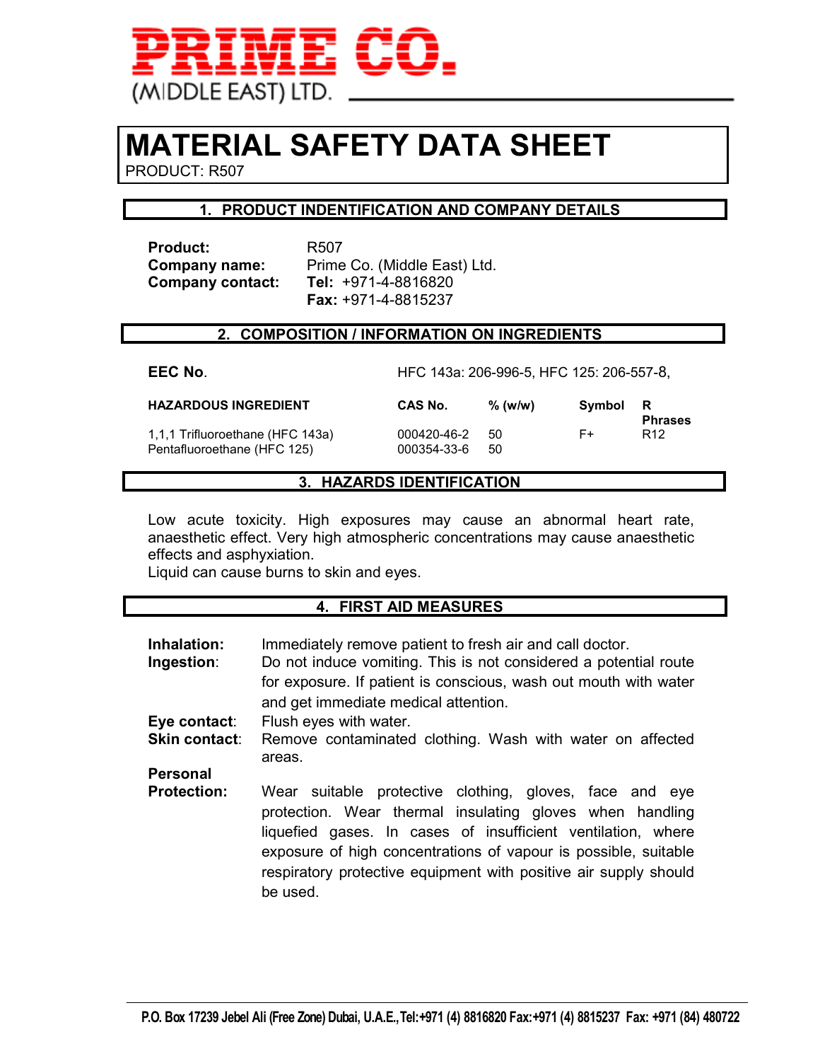**PRIME CO.**
(MIDDLE EAST) LTD.

# MATERIAL SAFETY DATA SHEET

PRODUCT: R507

## 1. PRODUCT INDENTIFICATION AND COMPANY DETAILS

**Product:** R507
**Company name:** Prime Co. (Middle East) Ltd.
**Company contact:** **Tel:** +971-4-8816820
**Fax:** +971-4-8815237

## 2. COMPOSITION / INFORMATION ON INGREDIENTS

**EEC No.** HFC 143a: 206-996-5, HFC 125: 206-557-8,

| HAZARDOUS INGREDIENT | CAS No. | % (w/w) | Symbol | R Phrases |
|---|---|---|---|---|
| 1,1,1 Trifluoroethane (HFC 143a) | 000420-46-2 | 50 | F+ | R12 |
| Pentafluoroethane (HFC 125) | 000354-33-6 | 50 | | |

## 3. HAZARDS IDENTIFICATION

Low acute toxicity. High exposures may cause an abnormal heart rate, anaesthetic effect. Very high atmospheric concentrations may cause anaesthetic effects and asphyxiation.
Liquid can cause burns to skin and eyes.

## 4. FIRST AID MEASURES

**Inhalation:** Immediately remove patient to fresh air and call doctor.

**Ingestion:** Do not induce vomiting. This is not considered a potential route for exposure. If patient is conscious, wash out mouth with water and get immediate medical attention.

**Eye contact:** Flush eyes with water.

**Skin contact:** Remove contaminated clothing. Wash with water on affected areas.

**Personal Protection:** Wear suitable protective clothing, gloves, face and eye protection. Wear thermal insulating gloves when handling liquefied gases. In cases of insufficient ventilation, where exposure of high concentrations of vapour is possible, suitable respiratory protective equipment with positive air supply should be used.

P.O. Box 17239 Jebel Ali (Free Zone) Dubai, U.A.E., Tel:+971 (4) 8816820 Fax:+971 (4) 8815237 Fax: +971 (84) 480722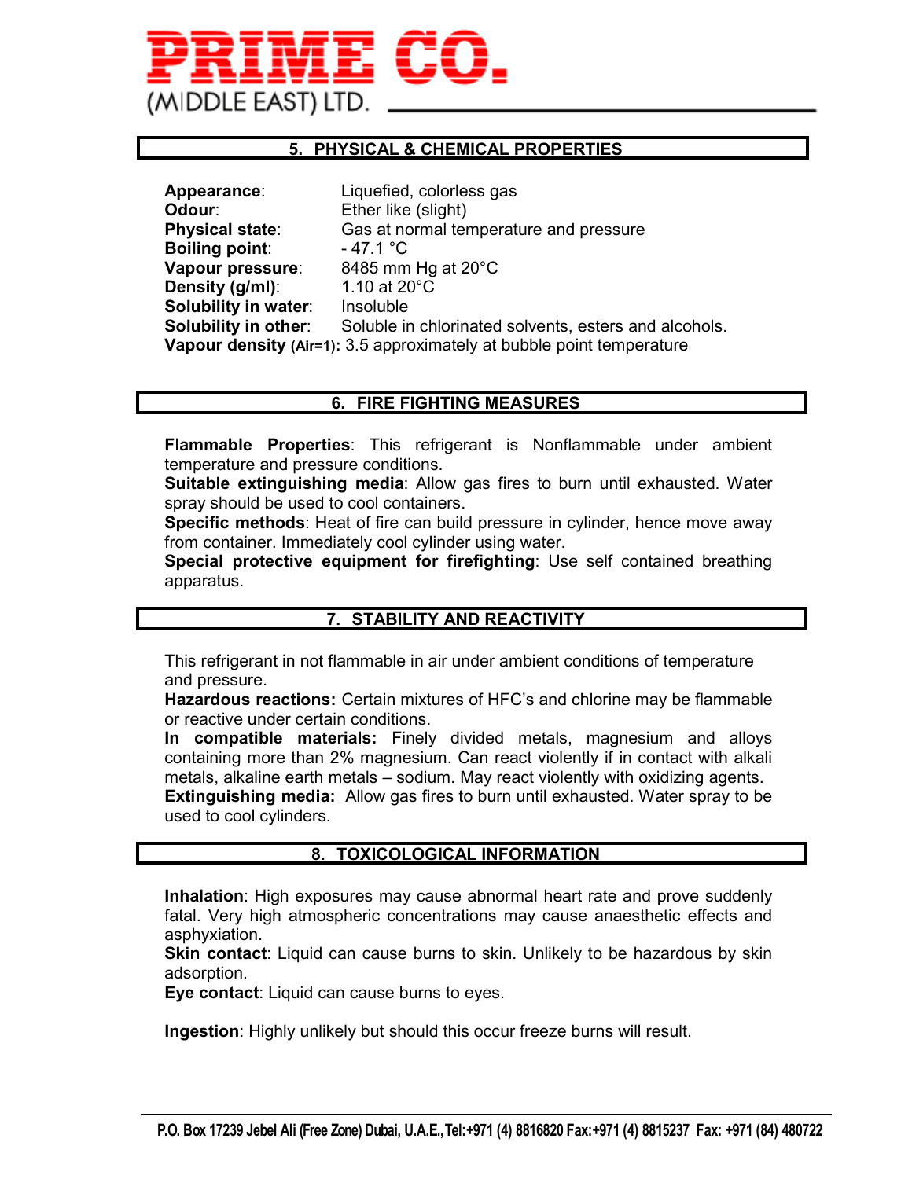## 5. PHYSICAL & CHEMICAL PROPERTIES

**Appearance**: Liquefied, colorless gas
**Odour**: Ether like (slight)
**Physical state**: Gas at normal temperature and pressure
**Boiling point**: - 47.1 °C
**Vapour pressure**: 8485 mm Hg at 20°C
**Density (g/ml)**: 1.10 at 20°C
**Solubility in water**: Insoluble
**Solubility in other**: Soluble in chlorinated solvents, esters and alcohols.
**Vapour density (Air=1):** 3.5 approximately at bubble point temperature

## 6. FIRE FIGHTING MEASURES

**Flammable Properties**: This refrigerant is Nonflammable under ambient temperature and pressure conditions.
**Suitable extinguishing media**: Allow gas fires to burn until exhausted. Water spray should be used to cool containers.
**Specific methods**: Heat of fire can build pressure in cylinder, hence move away from container. Immediately cool cylinder using water.
**Special protective equipment for firefighting**: Use self contained breathing apparatus.

## 7. STABILITY AND REACTIVITY

This refrigerant in not flammable in air under ambient conditions of temperature and pressure.
**Hazardous reactions:** Certain mixtures of HFC's and chlorine may be flammable or reactive under certain conditions.
**In compatible materials:** Finely divided metals, magnesium and alloys containing more than 2% magnesium. Can react violently if in contact with alkali metals, alkaline earth metals – sodium. May react violently with oxidizing agents.
**Extinguishing media:** Allow gas fires to burn until exhausted. Water spray to be used to cool cylinders.

## 8. TOXICOLOGICAL INFORMATION

**Inhalation**: High exposures may cause abnormal heart rate and prove suddenly fatal. Very high atmospheric concentrations may cause anaesthetic effects and asphyxiation.
**Skin contact**: Liquid can cause burns to skin. Unlikely to be hazardous by skin adsorption.
**Eye contact**: Liquid can cause burns to eyes.

**Ingestion**: Highly unlikely but should this occur freeze burns will result.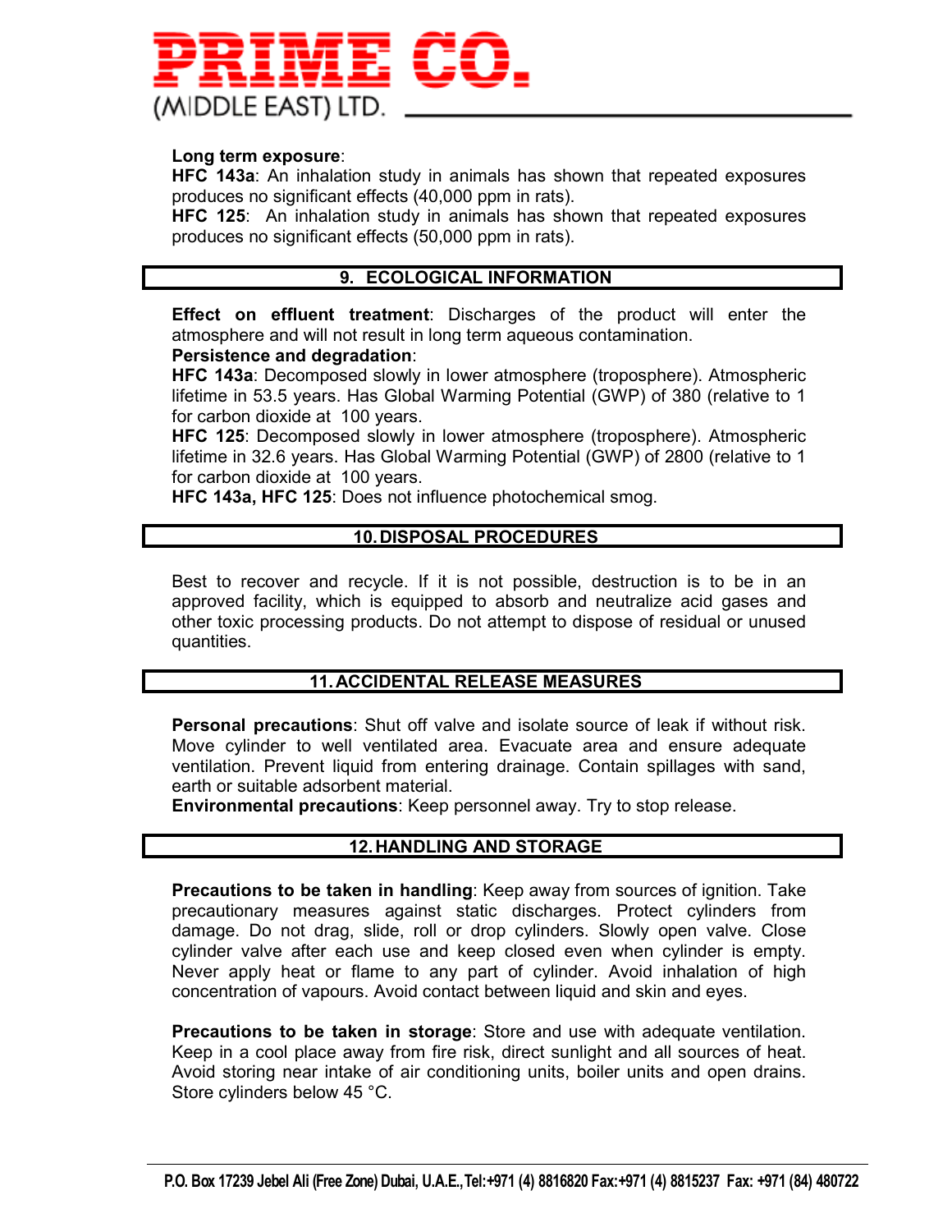**Long term exposure**:

**HFC 143a**: An inhalation study in animals has shown that repeated exposures produces no significant effects (40,000 ppm in rats).

**HFC 125**: An inhalation study in animals has shown that repeated exposures produces no significant effects (50,000 ppm in rats).

## 9. ECOLOGICAL INFORMATION

**Effect on effluent treatment**: Discharges of the product will enter the atmosphere and will not result in long term aqueous contamination.

**Persistence and degradation**:

**HFC 143a**: Decomposed slowly in lower atmosphere (troposphere). Atmospheric lifetime in 53.5 years. Has Global Warming Potential (GWP) of 380 (relative to 1 for carbon dioxide at 100 years.

**HFC 125**: Decomposed slowly in lower atmosphere (troposphere). Atmospheric lifetime in 32.6 years. Has Global Warming Potential (GWP) of 2800 (relative to 1 for carbon dioxide at 100 years.

**HFC 143a, HFC 125**: Does not influence photochemical smog.

## 10. DISPOSAL PROCEDURES

Best to recover and recycle. If it is not possible, destruction is to be in an approved facility, which is equipped to absorb and neutralize acid gases and other toxic processing products. Do not attempt to dispose of residual or unused quantities.

## 11. ACCIDENTAL RELEASE MEASURES

**Personal precautions**: Shut off valve and isolate source of leak if without risk. Move cylinder to well ventilated area. Evacuate area and ensure adequate ventilation. Prevent liquid from entering drainage. Contain spillages with sand, earth or suitable adsorbent material.

**Environmental precautions**: Keep personnel away. Try to stop release.

## 12. HANDLING AND STORAGE

**Precautions to be taken in handling**: Keep away from sources of ignition. Take precautionary measures against static discharges. Protect cylinders from damage. Do not drag, slide, roll or drop cylinders. Slowly open valve. Close cylinder valve after each use and keep closed even when cylinder is empty. Never apply heat or flame to any part of cylinder. Avoid inhalation of high concentration of vapours. Avoid contact between liquid and skin and eyes.

**Precautions to be taken in storage**: Store and use with adequate ventilation. Keep in a cool place away from fire risk, direct sunlight and all sources of heat. Avoid storing near intake of air conditioning units, boiler units and open drains. Store cylinders below 45 °C.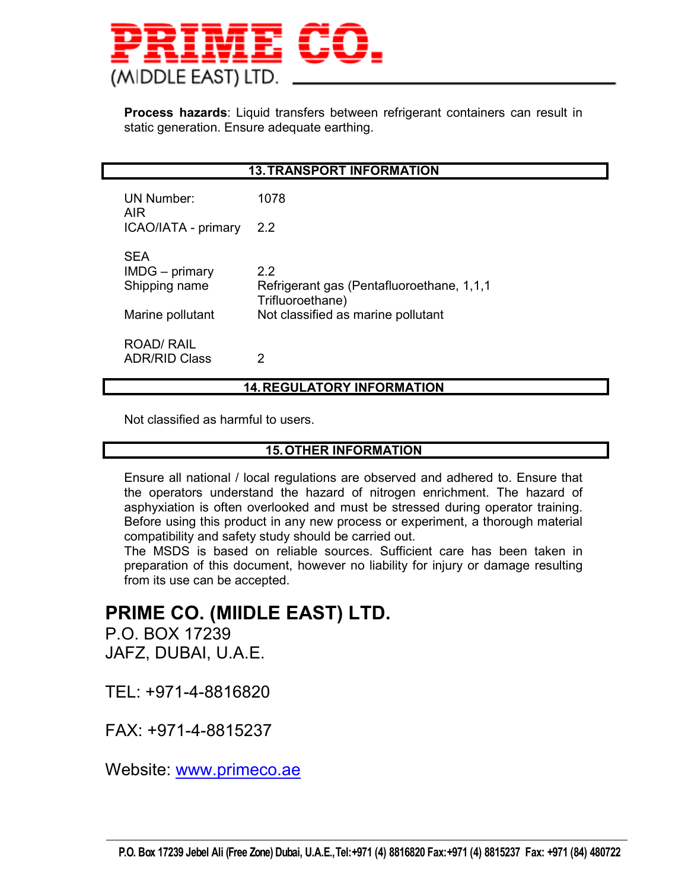**Process hazards**: Liquid transfers between refrigerant containers can result in static generation. Ensure adequate earthing.

## 13. TRANSPORT INFORMATION

| | |
|---|---|
| UN Number: | 1078 |
| AIR | |
| ICAO/IATA - primary | 2.2 |
| SEA | |
| IMDG – primary | 2.2 |
| Shipping name | Refrigerant gas (Pentafluoroethane, 1,1,1 Trifluoroethane) |
| Marine pollutant | Not classified as marine pollutant |
| ROAD/ RAIL | |
| ADR/RID Class | 2 |

## 14. REGULATORY INFORMATION

Not classified as harmful to users.

## 15. OTHER INFORMATION

Ensure all national / local regulations are observed and adhered to. Ensure that the operators understand the hazard of nitrogen enrichment. The hazard of asphyxiation is often overlooked and must be stressed during operator training. Before using this product in any new process or experiment, a thorough material compatibility and safety study should be carried out.
The MSDS is based on reliable sources. Sufficient care has been taken in preparation of this document, however no liability for injury or damage resulting from its use can be accepted.

**PRIME CO. (MIIDLE EAST) LTD.**
P.O. BOX 17239
JAFZ, DUBAI, U.A.E.

TEL: +971-4-8816820

FAX: +971-4-8815237

Website: [www.primeco.ae](http://www.primeco.ae)